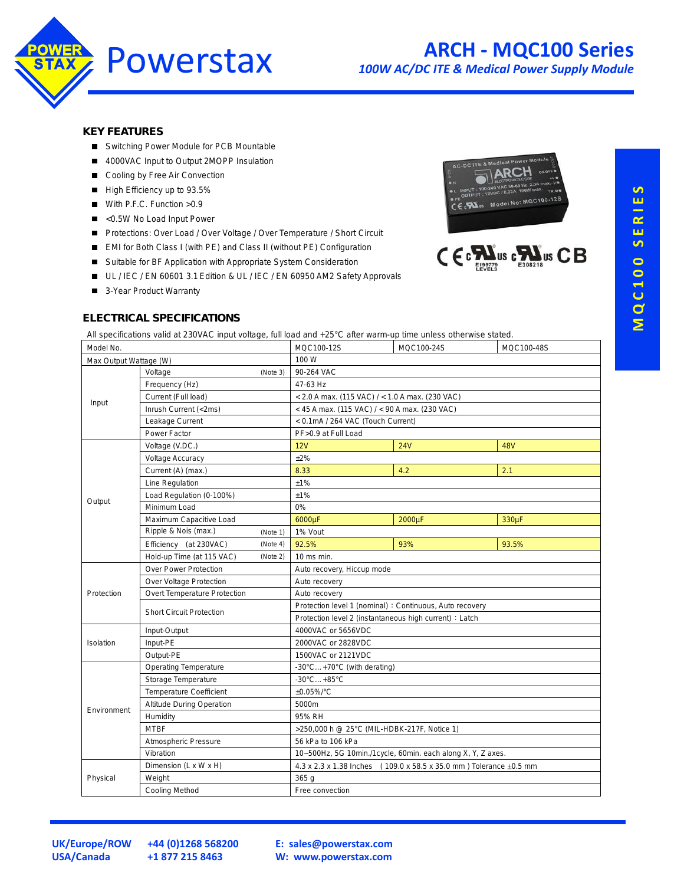# ARCH - MQC100 Series

*100W AC/DC ITE & Medical Power Supply Module*

## KEY FEATURES

- Switching Power Module for PCB Mountable
- 4000VAC Input to Output 2MOPP Insulation
- Cooling by Free Air Convection
- High Efficiency up to 93.5%
- With P.F.C. Function >0.9
- <0.5W No Load Input Power
- Protections: Over Load / Over Voltage / Over Temperature / Short Circuit
- EMI for Both Class I (with PE) and Class II (without PE) Configuration
- Suitable for BF Application with Appropriate System Consideration
- UL / IEC / EN 60601 3.1 Edition & UL / IEC / EN 60950 AM2 Safety Approvals
- 3-Year Product Warranty

## ELECTRICAL SPECIFICATIONS

All specifications valid at 230VAC input voltage, full load and +25°C after warm-up time unless otherwise stated.

| Model No. | | MQC100-12S | MQC100-24S | MQC100-48S |
|---|---|---|---|---|
| Max Output Wattage (W) | | 100 W | | |
| Input | Voltage (Note 3) | 90-264 VAC | | |
| | Frequency (Hz) | 47-63 Hz | | |
| | Current (Full load) | < 2.0 A max. (115 VAC) / < 1.0 A max. (230 VAC) | | |
| | Inrush Current (<2ms) | < 45 A max. (115 VAC) / < 90 A max. (230 VAC) | | |
| | Leakage Current | < 0.1mA / 264 VAC (Touch Current) | | |
| | Power Factor | PF>0.9 at Full Load | | |
| Output | Voltage (V.DC.) | 12V | 24V | 48V |
| | Voltage Accuracy | ±2% | | |
| | Current (A) (max.) | 8.33 | 4.2 | 2.1 |
| | Line Regulation | ±1% | | |
| | Load Regulation (0-100%) | ±1% | | |
| | Minimum Load | 0% | | |
| | Maximum Capacitive Load | 6000µF | 2000µF | 330µF |
| | Ripple & Nois (max.) (Note 1) | 1% Vout | | |
| | Efficiency (at 230VAC) (Note 4) | 92.5% | 93% | 93.5% |
| | Hold-up Time (at 115 VAC) (Note 2) | 10 ms min. | | |
| Protection | Over Power Protection | Auto recovery, Hiccup mode | | |
| | Over Voltage Protection | Auto recovery | | |
| | Overt Temperature Protection | Auto recovery | | |
| | Short Circuit Protection | Protection level 1 (nominal)：Continuous, Auto recovery | | |
| | | Protection level 2 (instantaneous high current)：Latch | | |
| Isolation | Input-Output | 4000VAC or 5656VDC | | |
| | Input-PE | 2000VAC or 2828VDC | | |
| | Output-PE | 1500VAC or 2121VDC | | |
| Environment | Operating Temperature | -30°C ... +70°C (with derating) | | |
| | Storage Temperature | -30°C ... +85°C | | |
| | Temperature Coefficient | ±0.05%/°C | | |
| | Altitude During Operation | 5000m | | |
| | Humidity | 95% RH | | |
| | MTBF | >250,000 h @ 25°C (MIL-HDBK-217F, Notice 1) | | |
| | Atmospheric Pressure | 56 kPa to 106 kPa | | |
| | Vibration | 10~500Hz, 5G 10min./1cycle, 60min. each along X, Y, Z axes. | | |
| Physical | Dimension (L x W x H) | 4.3 x 2.3 x 1.38 Inches (109.0 x 58.5 x 35.0 mm ) Tolerance ±0.5 mm | | |
| | Weight | 365 g | | |
| | Cooling Method | Free convection | | |

**UK/Europe/ROW** +44 (0)1268 568200 **E:** sales@powerstax.com
**USA/Canada** +1 877 215 8463 **W:** www.powerstax.com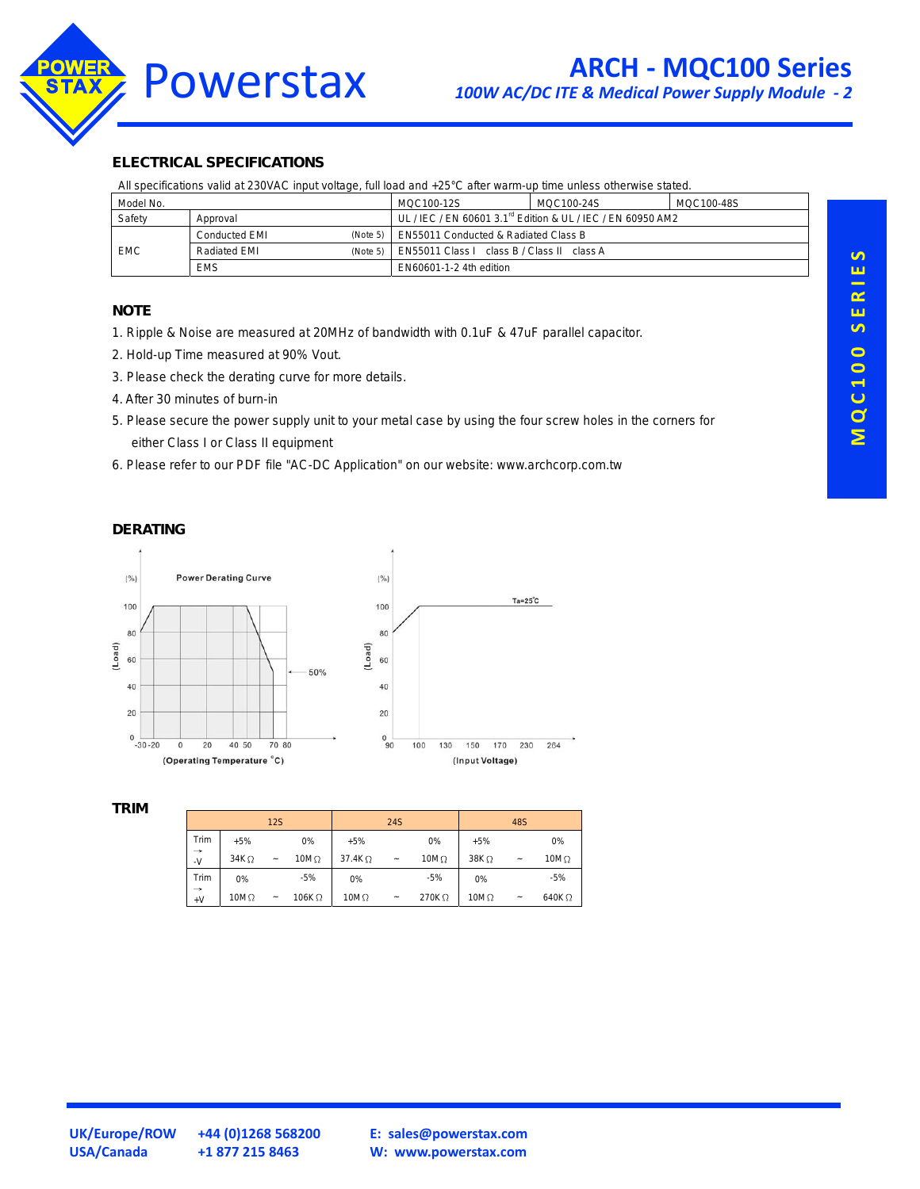## ELECTRICAL SPECIFICATIONS

All specifications valid at 230VAC input voltage, full load and +25°C after warm-up time unless otherwise stated.

| Model No. | | | MQC100-12S | MQC100-24S | MQC100-48S |
|---|---|---|---|---|---|
| Safety | Approval | | UL / IEC / EN 60601 3.1rd Edition & UL / IEC / EN 60950 AM2 | | |
| EMC | Conducted EMI | (Note 5) | EN55011 Conducted & Radiated Class B | | |
| | Radiated EMI | (Note 5) | EN55011 Class I class B / Class II class A | | |
| | EMS | | EN60601-1-2 4th edition | | |

## NOTE

1. Ripple & Noise are measured at 20MHz of bandwidth with 0.1uF & 47uF parallel capacitor.
2. Hold-up Time measured at 90% Vout.
3. Please check the derating curve for more details.
4. After 30 minutes of burn-in
5. Please secure the power supply unit to your metal case by using the four screw holes in the corners for either Class I or Class II equipment
6. Please refer to our PDF file "AC-DC Application" on our website: www.archcorp.com.tw

## DERATING

Power Derating Curve

(Operating Temperature °C)

(Input Voltage)

## TRIM

| | 12S | | | 24S | | | 48S | | |
|---|---|---|---|---|---|---|---|---|---|
| Trim → -V | +5% | | 0% | +5% | | 0% | +5% | | 0% |
| | 34K Ω | ~ | 10M Ω | 37.4K Ω | ~ | 10M Ω | 38K Ω | ~ | 10M Ω |
| Trim → +V | 0% | | -5% | 0% | | -5% | 0% | | -5% |
| | 10M Ω | ~ | 106K Ω | 10M Ω | ~ | 270K Ω | 10M Ω | ~ | 640K Ω |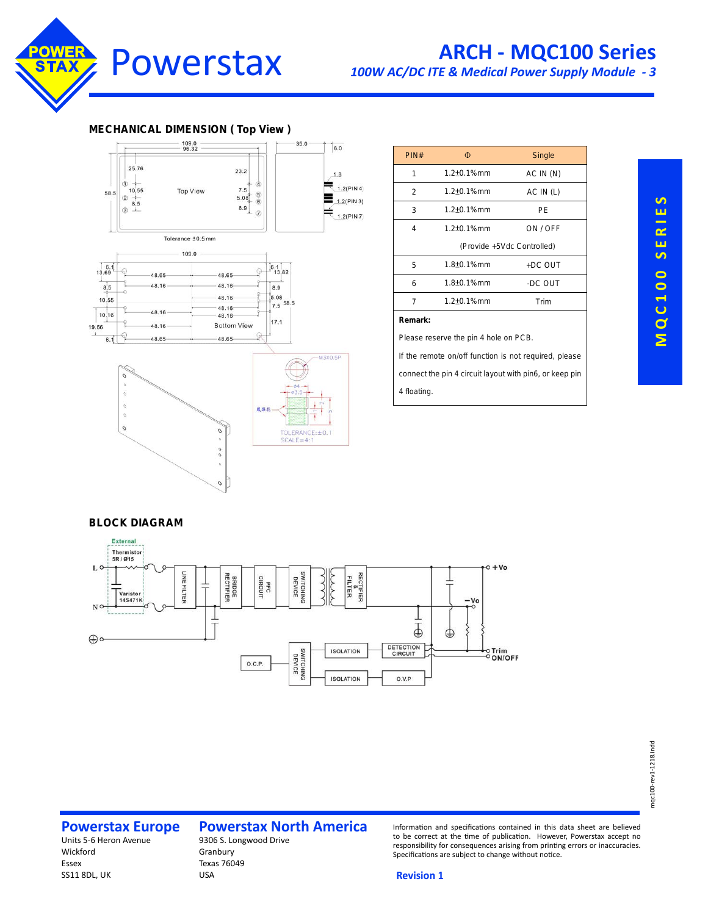## MECHANICAL DIMENSION ( Top View )

109.0
96.32
35.0
6.0
25.76
23.2
1.8
1.2(PIN 4)
58.5
10.55
Top View
7.5
5.08
1.2(PIN 3)
8.5
8.9
1.2(PIN 7)
Tolerance ±0.5mm

109.0
6.1
6.1
13.69
48.65
48.65
13.82
8.5
48.16
48.16
8.9
10.55
48.16
5.08
58.5
48.16
7.5
10.16
48.16
48.16
17.1
19.66
48.16
Bottom View
6.1
48.65
48.65

M3X0.5P
Ø4
Ø3.5
2
5
TOLERANCE:±0.1
SCALE=4:1

| PIN# | Φ | Single |
|---|---|---|
| 1 | 1.2±0.1%mm | AC IN (N) |
| 2 | 1.2±0.1%mm | AC IN (L) |
| 3 | 1.2±0.1%mm | PE |
| 4 | 1.2±0.1%mm | ON / OFF (Provide +5Vdc Controlled) |
| 5 | 1.8±0.1%mm | +DC OUT |
| 6 | 1.8±0.1%mm | -DC OUT |
| 7 | 1.2±0.1%mm | Trim |

**Remark:**

Please reserve the pin 4 hole on PCB.

If the remote on/off function is not required, please connect the pin 4 circuit layout with pin6, or keep pin 4 floating.

## BLOCK DIAGRAM

External
Thermistor
5R / Ø15
Varistor
14S471K
L
N
LINE FILTER
BRIDGE RECTIFIER
PFC CIRCUIT
SWITCHING DEVICE
RECTIFIER & FILTER
+Vo
−Vo
Trim
ON/OFF
O.C.P.
SWITCHING DEVICE
ISOLATION
DETECTION CIRCUIT
ISOLATION
O.V.P

## Powerstax Europe

Units 5-6 Heron Avenue
Wickford
Essex
SS11 8DL, UK

## Powerstax North America

9306 S. Longwood Drive
Granbury
Texas 76049
USA

Information and specifications contained in this data sheet are believed to be correct at the time of publication. However, Powerstax accept no responsibility for consequences arising from printing errors or inaccuracies. Specifications are subject to change without notice.

**Revision 1**